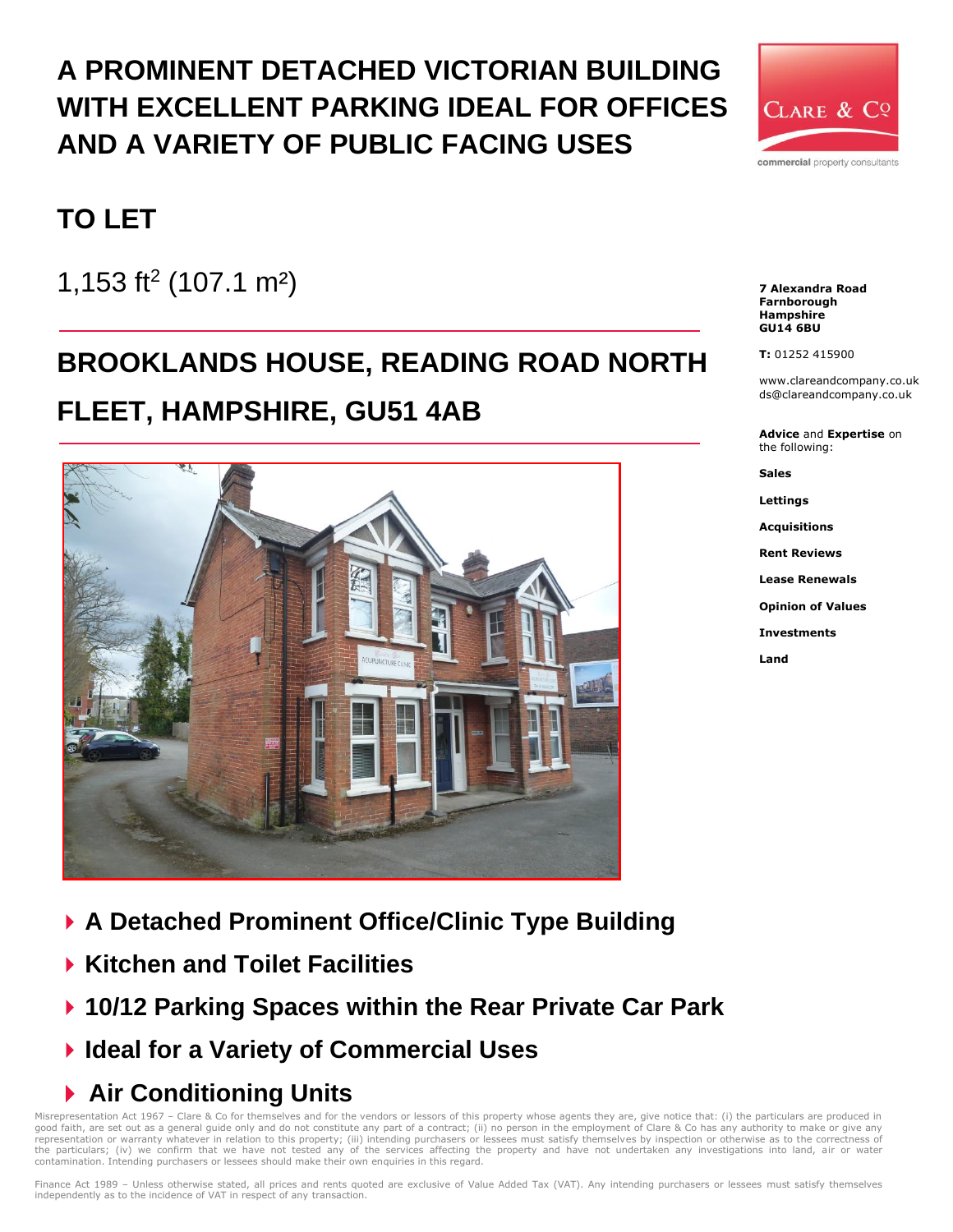# A PROMINENT DETACHED VICTORIAN BUILDING WITH EXCELLENT PARKING IDEAL FOR OFFICES AND A VARIETY OF PUBLIC FACING USES

Clare & Co
commercial property consultants

## TO LET

1,153 ft$^2$ (107.1 m$^2$)

## BROOKLANDS HOUSE, READING ROAD NORTH
## FLEET, HAMPSHIRE, GU51 4AB

**7 Alexandra Road**
**Farnborough**
**Hampshire**
**GU14 6BU**

**T:** 01252 415900

www.clareandcompany.co.uk
ds@clareandcompany.co.uk

**Advice** and **Expertise** on the following:

**Sales**

**Lettings**

**Acquisitions**

**Rent Reviews**

**Lease Renewals**

**Opinion of Values**

**Investments**

**Land**

- **A Detached Prominent Office/Clinic Type Building**
- **Kitchen and Toilet Facilities**
- **10/12 Parking Spaces within the Rear Private Car Park**
- **Ideal for a Variety of Commercial Uses**
- **Air Conditioning Units**

Misrepresentation Act 1967 – Clare & Co for themselves and for the vendors or lessors of this property whose agents they are, give notice that: (i) the particulars are produced in good faith, are set out as a general guide only and do not constitute any part of a contract; (ii) no person in the employment of Clare & Co has any authority to make or give any representation or warranty whatever in relation to this property; (iii) intending purchasers or lessees must satisfy themselves by inspection or otherwise as to the correctness of the particulars; (iv) we confirm that we have not tested any of the services affecting the property and have not undertaken any investigations into land, air or water contamination. Intending purchasers or lessees should make their own enquiries in this regard.

Finance Act 1989 – Unless otherwise stated, all prices and rents quoted are exclusive of Value Added Tax (VAT). Any intending purchasers or lessees must satisfy themselves independently as to the incidence of VAT in respect of any transaction.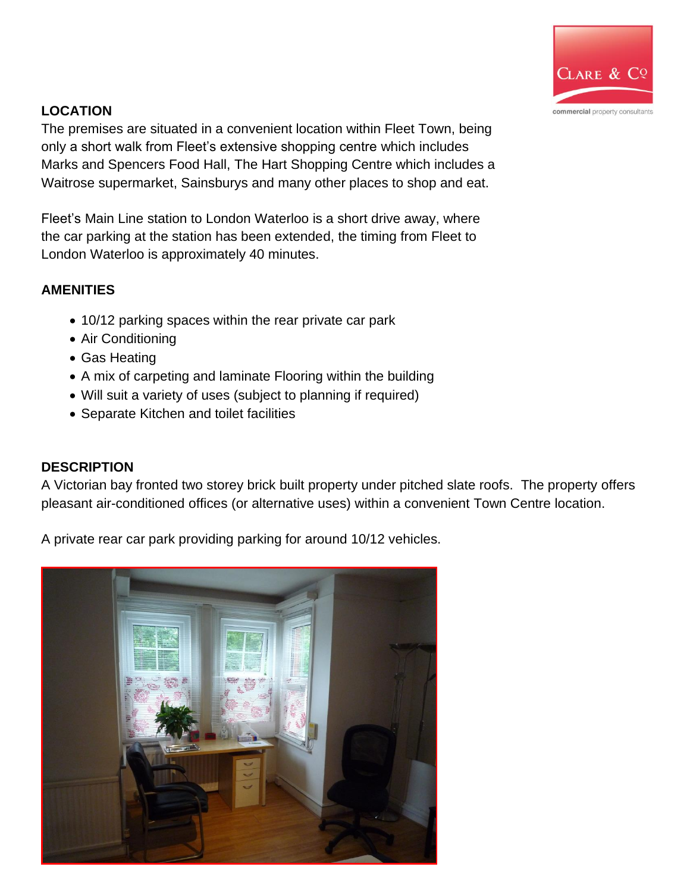## LOCATION

The premises are situated in a convenient location within Fleet Town, being only a short walk from Fleet's extensive shopping centre which includes Marks and Spencers Food Hall, The Hart Shopping Centre which includes a Waitrose supermarket, Sainsburys and many other places to shop and eat.

Fleet's Main Line station to London Waterloo is a short drive away, where the car parking at the station has been extended, the timing from Fleet to London Waterloo is approximately 40 minutes.

## AMENITIES

- 10/12 parking spaces within the rear private car park
- Air Conditioning
- Gas Heating
- A mix of carpeting and laminate Flooring within the building
- Will suit a variety of uses (subject to planning if required)
- Separate Kitchen and toilet facilities

## DESCRIPTION

A Victorian bay fronted two storey brick built property under pitched slate roofs. The property offers pleasant air-conditioned offices (or alternative uses) within a convenient Town Centre location.

A private rear car park providing parking for around 10/12 vehicles.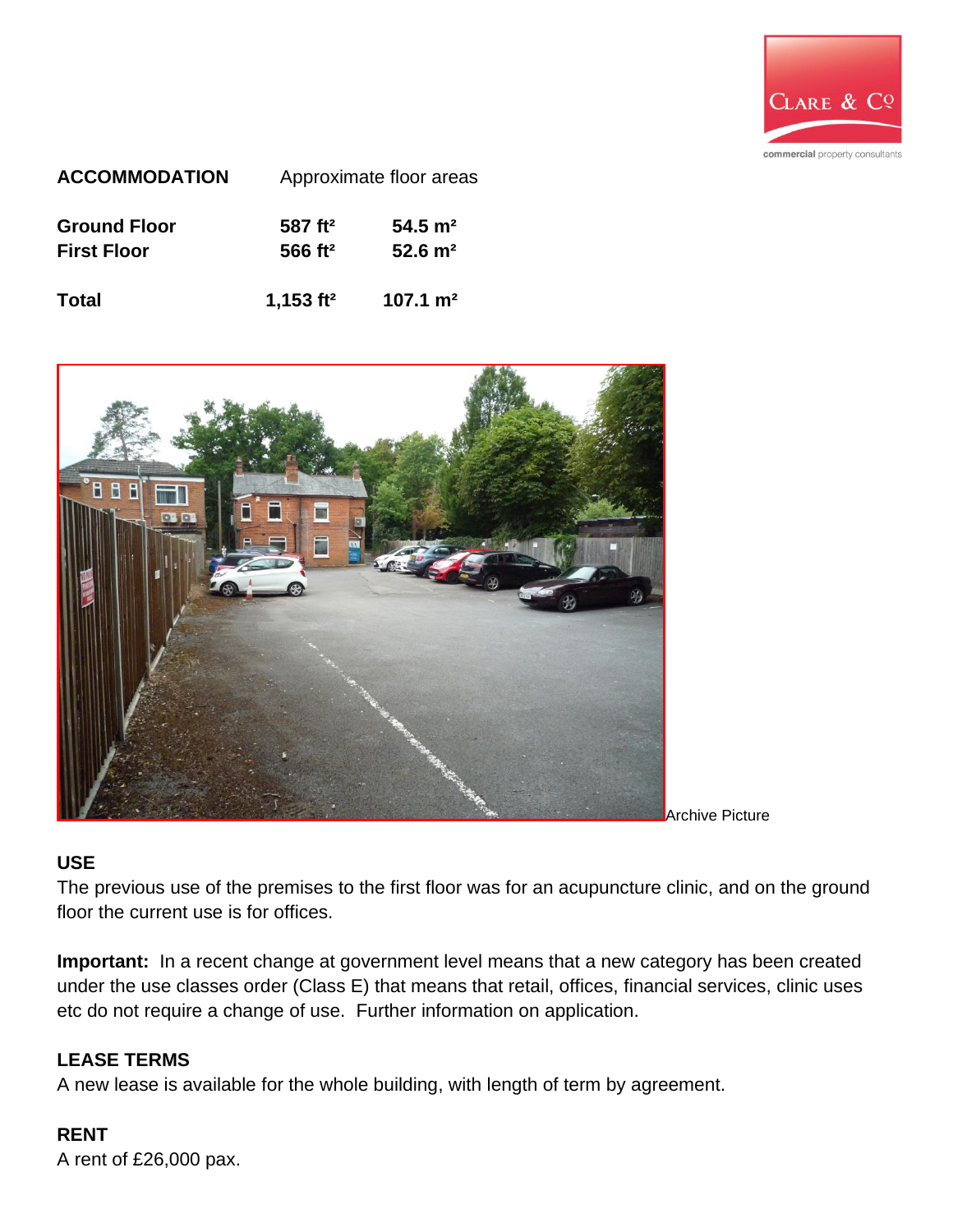**ACCOMMODATION** Approximate floor areas

| | | |
|---|---|---|
| **Ground Floor** | **587 ft²** | **54.5 m²** |
| **First Floor** | **566 ft²** | **52.6 m²** |
| **Total** | **1,153 ft²** | **107.1 m²** |

Archive Picture

## USE

The previous use of the premises to the first floor was for an acupuncture clinic, and on the ground floor the current use is for offices.

**Important:** In a recent change at government level means that a new category has been created under the use classes order (Class E) that means that retail, offices, financial services, clinic uses etc do not require a change of use. Further information on application.

## LEASE TERMS

A new lease is available for the whole building, with length of term by agreement.

## RENT

A rent of £26,000 pax.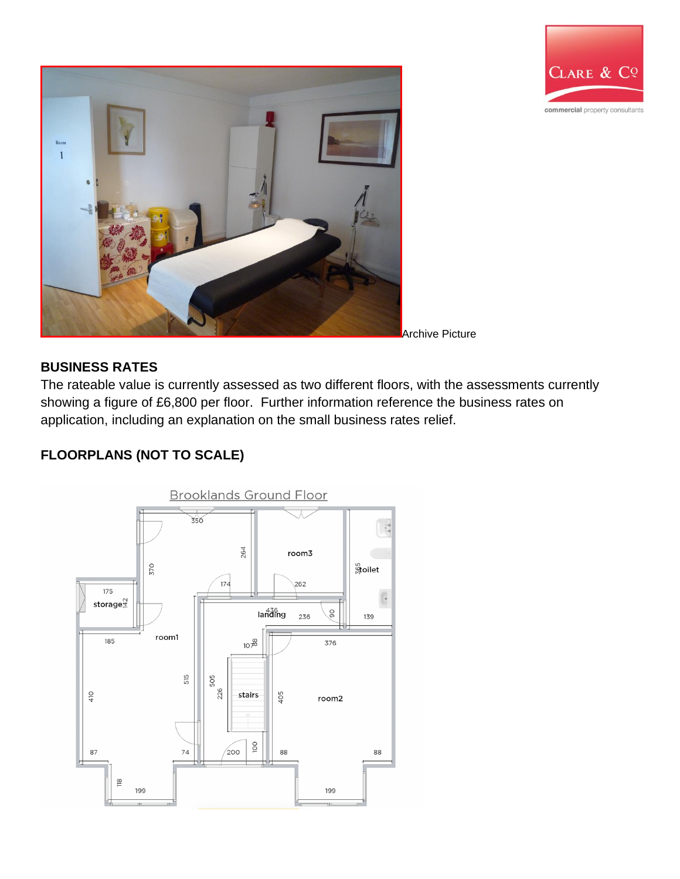Archive Picture

## BUSINESS RATES

The rateable value is currently assessed as two different floors, with the assessments currently showing a figure of £6,800 per floor. Further information reference the business rates on application, including an explanation on the small business rates relief.

## FLOORPLANS (NOT TO SCALE)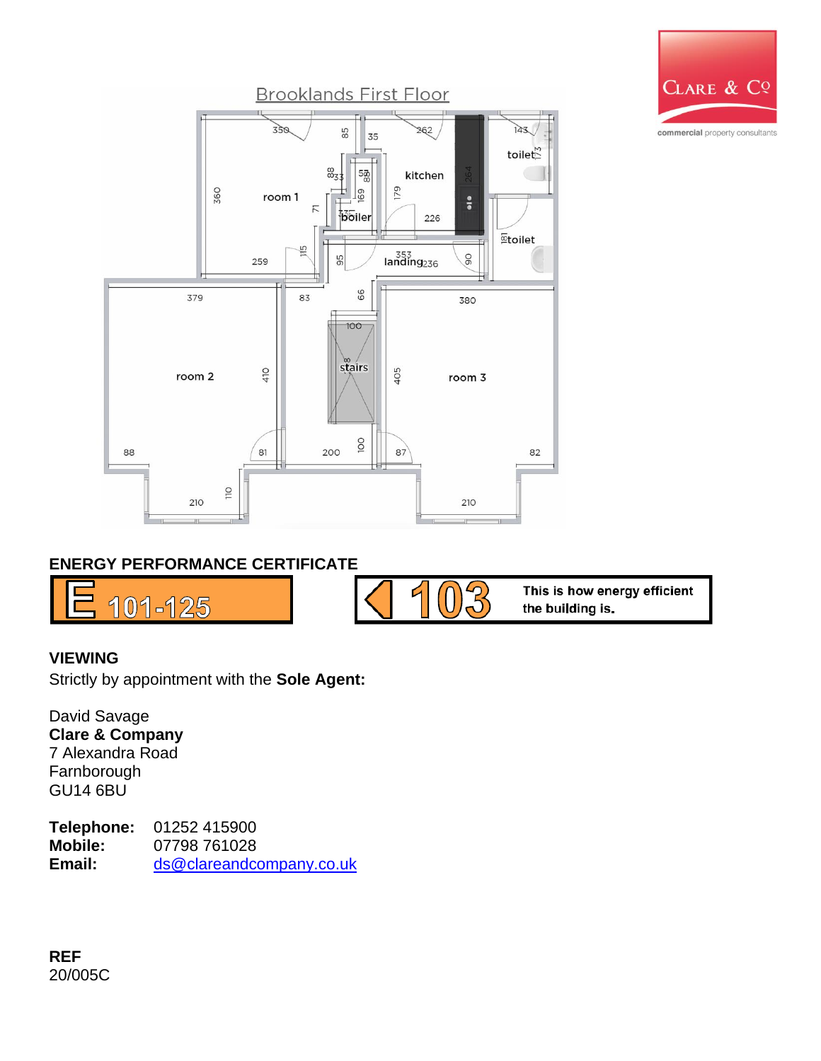Brooklands First Floor

room 1
kitchen
toilet
toilet
boiler
landing
room 2
stairs
room 3

## ENERGY PERFORMANCE CERTIFICATE

E 101-125

103 This is how energy efficient the building is.

## VIEWING

Strictly by appointment with the **Sole Agent:**

David Savage
**Clare & Company**
7 Alexandra Road
Farnborough
GU14 6BU

**Telephone:** 01252 415900
**Mobile:** 07798 761028
**Email:** ds@clareandcompany.co.uk

**REF**
20/005C